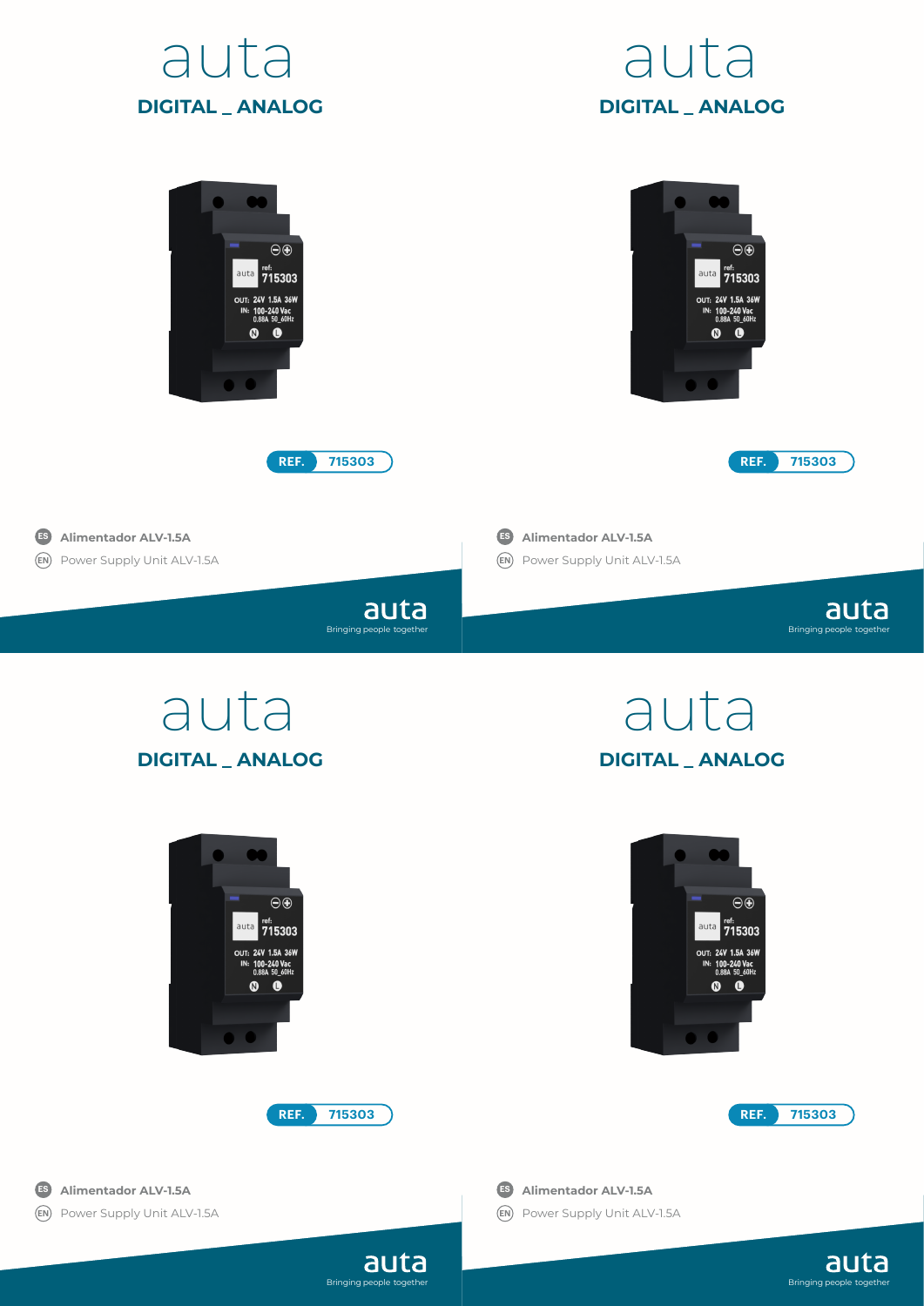# auta

## DIGITAL _ ANALOG

**REF.** 715303

**ES** **Alimentador ALV-1.5A**

**EN** Power Supply Unit ALV-1.5A

auta
Bringing people together

# auta

## DIGITAL _ ANALOG

**REF.** 715303

**ES** **Alimentador ALV-1.5A**

**EN** Power Supply Unit ALV-1.5A

auta
Bringing people together

# auta

## DIGITAL _ ANALOG

**REF.** 715303

**ES** **Alimentador ALV-1.5A**

**EN** Power Supply Unit ALV-1.5A

auta
Bringing people together

# auta

## DIGITAL _ ANALOG

**REF.** 715303

**ES** **Alimentador ALV-1.5A**

**EN** Power Supply Unit ALV-1.5A

auta
Bringing people together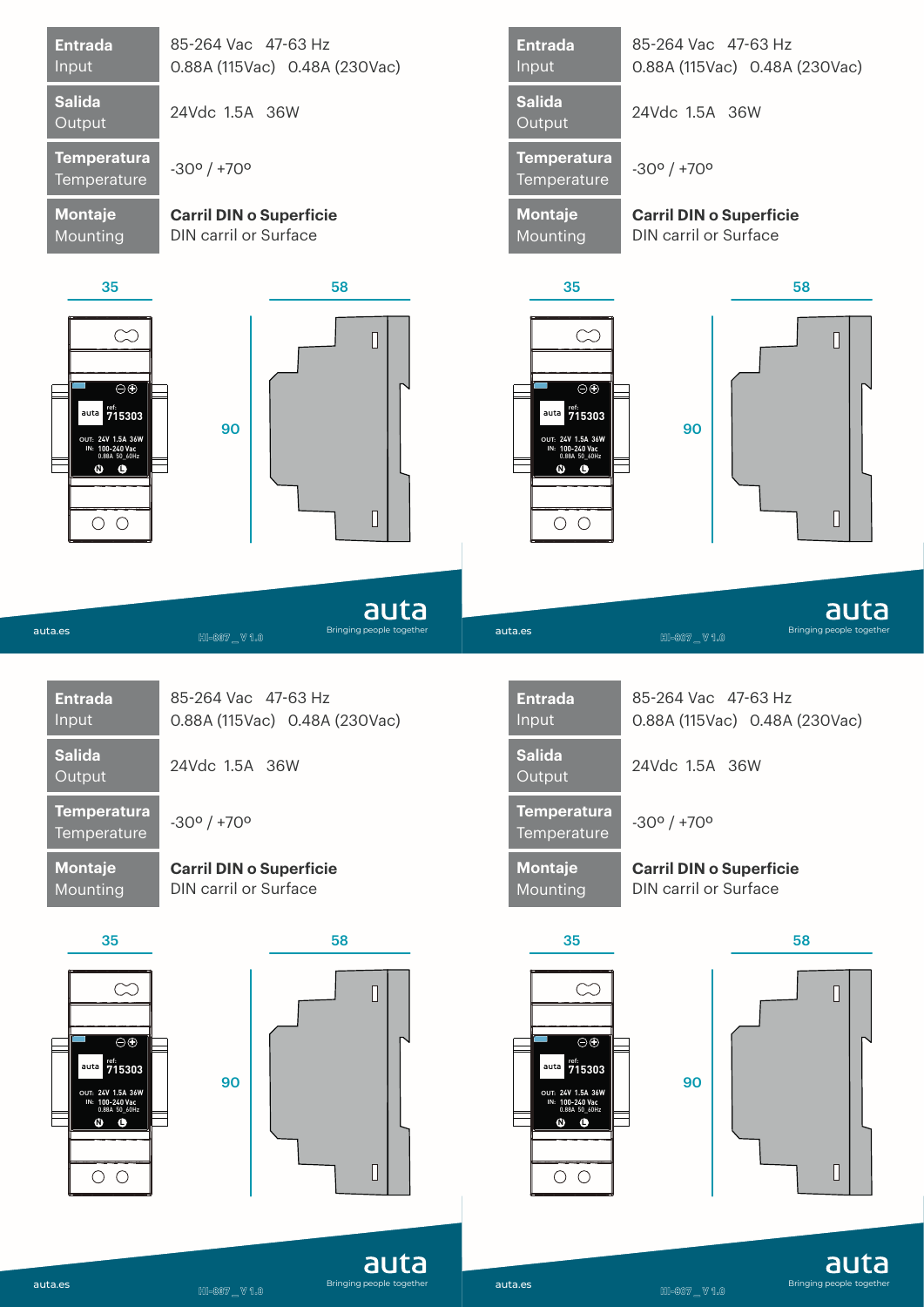| | |
|---|---|
| **Entrada** Input | 85-264 Vac 47-63 Hz 0.88A (115Vac) 0.48A (230Vac) |
| **Salida** Output | 24Vdc 1.5A 36W |
| **Temperatura** Temperature | -30º / +70º |
| **Montaje** Mounting | **Carril DIN o Superficie** DIN carril or Surface |

35

58

90

auta ref: 715303

OUT: 24V 1.5A 36W
IN: 100-240 Vac 0.88A 50_60Hz

auta.es

HI-807 _ V 1.0

auta
Bringing people together

| | |
|---|---|
| **Entrada** Input | 85-264 Vac 47-63 Hz 0.88A (115Vac) 0.48A (230Vac) |
| **Salida** Output | 24Vdc 1.5A 36W |
| **Temperatura** Temperature | -30º / +70º |
| **Montaje** Mounting | **Carril DIN o Superficie** DIN carril or Surface |

35

58

90

auta ref: 715303

OUT: 24V 1.5A 36W
IN: 100-240 Vac 0.88A 50_60Hz

auta.es

HI-807 _ V 1.0

auta
Bringing people together

| | |
|---|---|
| **Entrada** Input | 85-264 Vac 47-63 Hz 0.88A (115Vac) 0.48A (230Vac) |
| **Salida** Output | 24Vdc 1.5A 36W |
| **Temperatura** Temperature | -30º / +70º |
| **Montaje** Mounting | **Carril DIN o Superficie** DIN carril or Surface |

35

58

90

auta ref: 715303

OUT: 24V 1.5A 36W
IN: 100-240 Vac 0.88A 50_60Hz

auta.es

HI-807 _ V 1.0

auta
Bringing people together

| | |
|---|---|
| **Entrada** Input | 85-264 Vac 47-63 Hz 0.88A (115Vac) 0.48A (230Vac) |
| **Salida** Output | 24Vdc 1.5A 36W |
| **Temperatura** Temperature | -30º / +70º |
| **Montaje** Mounting | **Carril DIN o Superficie** DIN carril or Surface |

35

58

90

auta ref: 715303

OUT: 24V 1.5A 36W
IN: 100-240 Vac 0.88A 50_60Hz

auta.es

HI-807 _ V 1.0

auta
Bringing people together